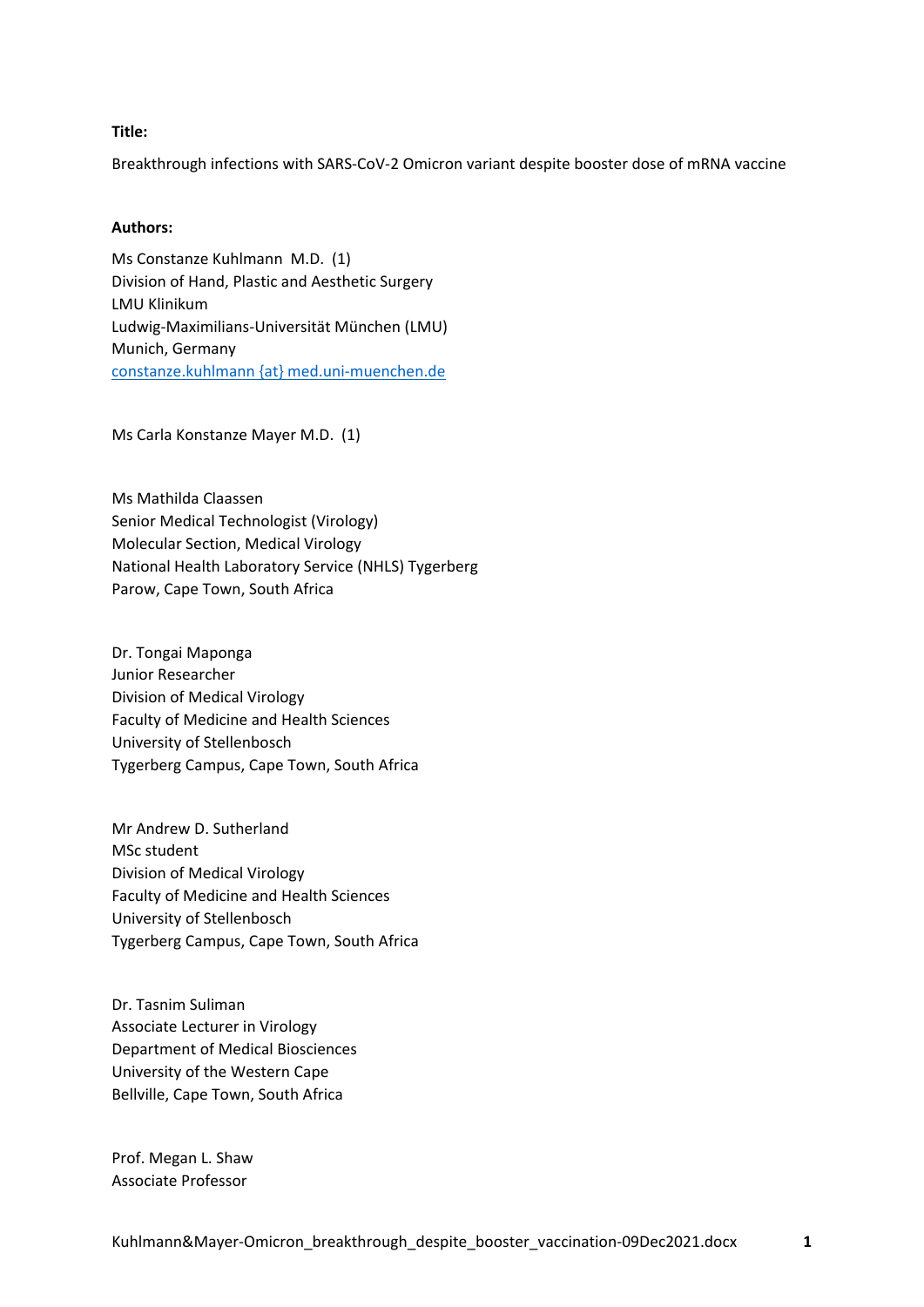**Title:**

Breakthrough infections with SARS-CoV-2 Omicron variant despite booster dose of mRNA vaccine

**Authors:**

Ms Constanze Kuhlmann M.D. (1)
Division of Hand, Plastic and Aesthetic Surgery
LMU Klinikum
Ludwig-Maximilians-Universität München (LMU)
Munich, Germany
constanze.kuhlmann {at} med.uni-muenchen.de

Ms Carla Konstanze Mayer M.D. (1)

Ms Mathilda Claassen
Senior Medical Technologist (Virology)
Molecular Section, Medical Virology
National Health Laboratory Service (NHLS) Tygerberg
Parow, Cape Town, South Africa

Dr. Tongai Maponga
Junior Researcher
Division of Medical Virology
Faculty of Medicine and Health Sciences
University of Stellenbosch
Tygerberg Campus, Cape Town, South Africa

Mr Andrew D. Sutherland
MSc student
Division of Medical Virology
Faculty of Medicine and Health Sciences
University of Stellenbosch
Tygerberg Campus, Cape Town, South Africa

Dr. Tasnim Suliman
Associate Lecturer in Virology
Department of Medical Biosciences
University of the Western Cape
Bellville, Cape Town, South Africa

Prof. Megan L. Shaw
Associate Professor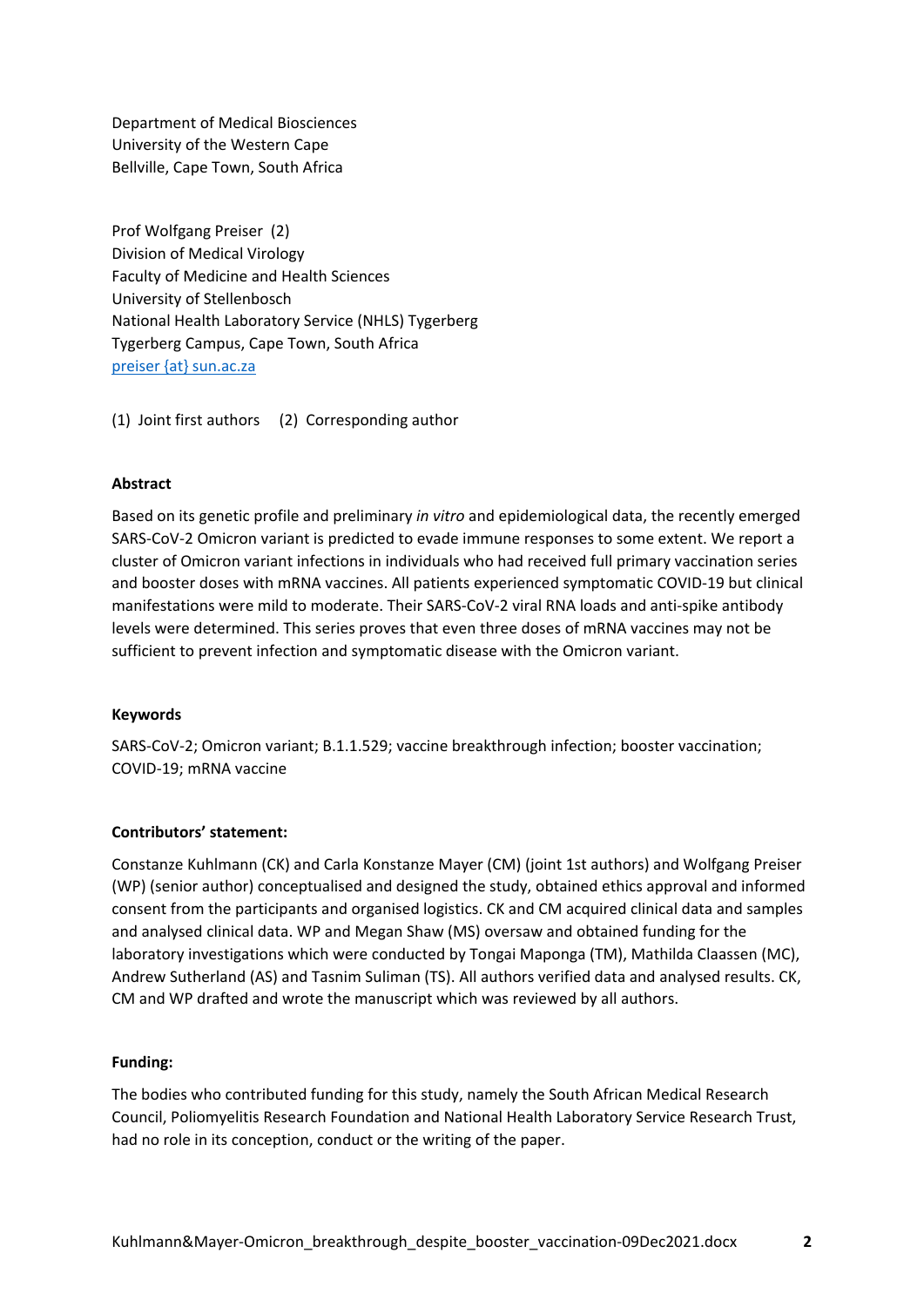Department of Medical Biosciences
University of the Western Cape
Bellville, Cape Town, South Africa

Prof Wolfgang Preiser (2)
Division of Medical Virology
Faculty of Medicine and Health Sciences
University of Stellenbosch
National Health Laboratory Service (NHLS) Tygerberg
Tygerberg Campus, Cape Town, South Africa
preiser {at} sun.ac.za

(1) Joint first authors (2) Corresponding author

**Abstract**

Based on its genetic profile and preliminary *in vitro* and epidemiological data, the recently emerged SARS-CoV-2 Omicron variant is predicted to evade immune responses to some extent. We report a cluster of Omicron variant infections in individuals who had received full primary vaccination series and booster doses with mRNA vaccines. All patients experienced symptomatic COVID-19 but clinical manifestations were mild to moderate. Their SARS-CoV-2 viral RNA loads and anti-spike antibody levels were determined. This series proves that even three doses of mRNA vaccines may not be sufficient to prevent infection and symptomatic disease with the Omicron variant.

**Keywords**

SARS-CoV-2; Omicron variant; B.1.1.529; vaccine breakthrough infection; booster vaccination; COVID-19; mRNA vaccine

**Contributors' statement:**

Constanze Kuhlmann (CK) and Carla Konstanze Mayer (CM) (joint 1st authors) and Wolfgang Preiser (WP) (senior author) conceptualised and designed the study, obtained ethics approval and informed consent from the participants and organised logistics. CK and CM acquired clinical data and samples and analysed clinical data. WP and Megan Shaw (MS) oversaw and obtained funding for the laboratory investigations which were conducted by Tongai Maponga (TM), Mathilda Claassen (MC), Andrew Sutherland (AS) and Tasnim Suliman (TS). All authors verified data and analysed results. CK, CM and WP drafted and wrote the manuscript which was reviewed by all authors.

**Funding:**

The bodies who contributed funding for this study, namely the South African Medical Research Council, Poliomyelitis Research Foundation and National Health Laboratory Service Research Trust, had no role in its conception, conduct or the writing of the paper.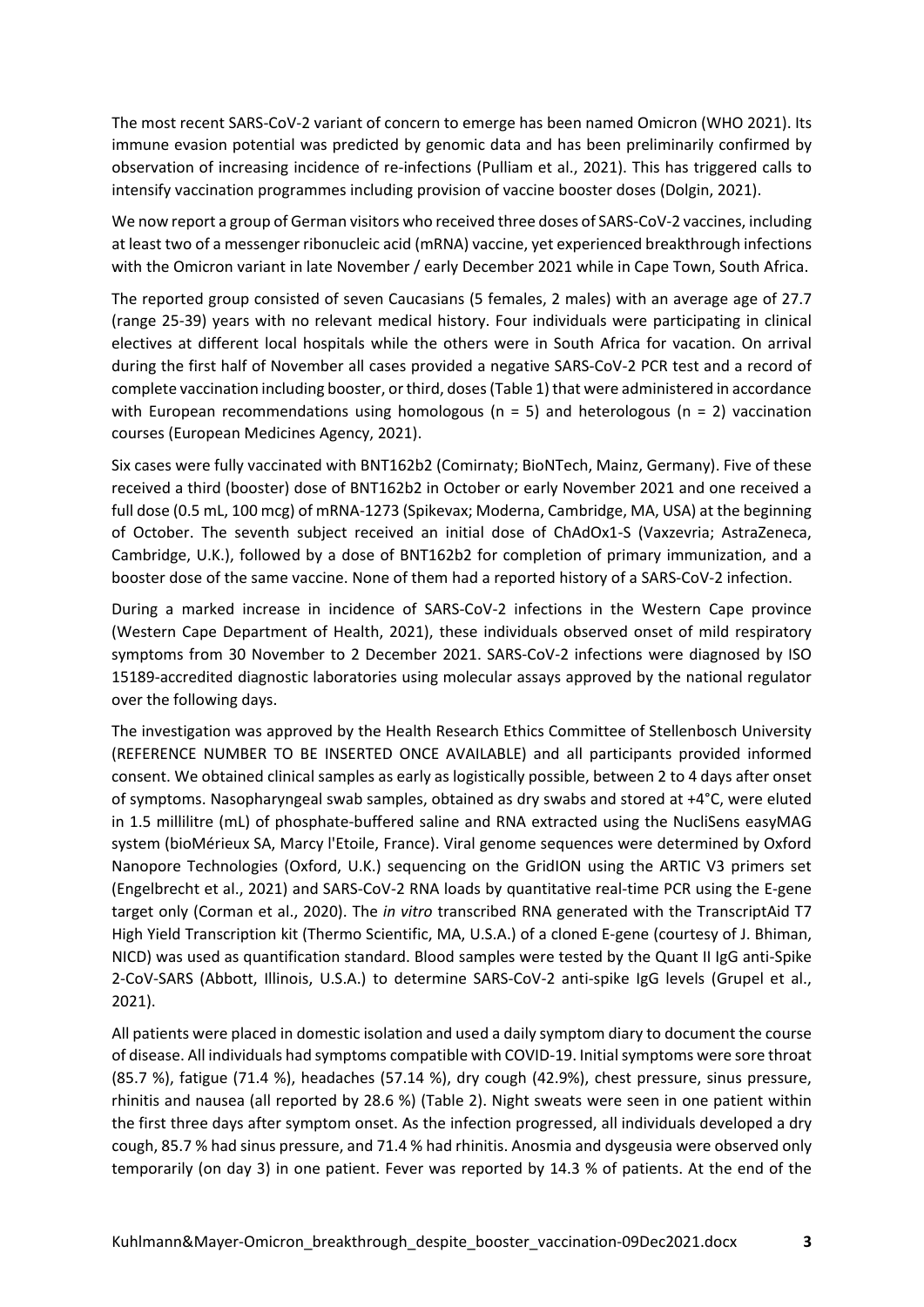The most recent SARS-CoV-2 variant of concern to emerge has been named Omicron (WHO 2021). Its immune evasion potential was predicted by genomic data and has been preliminarily confirmed by observation of increasing incidence of re-infections (Pulliam et al., 2021). This has triggered calls to intensify vaccination programmes including provision of vaccine booster doses (Dolgin, 2021).

We now report a group of German visitors who received three doses of SARS-CoV-2 vaccines, including at least two of a messenger ribonucleic acid (mRNA) vaccine, yet experienced breakthrough infections with the Omicron variant in late November / early December 2021 while in Cape Town, South Africa.

The reported group consisted of seven Caucasians (5 females, 2 males) with an average age of 27.7 (range 25-39) years with no relevant medical history. Four individuals were participating in clinical electives at different local hospitals while the others were in South Africa for vacation. On arrival during the first half of November all cases provided a negative SARS-CoV-2 PCR test and a record of complete vaccination including booster, or third, doses (Table 1) that were administered in accordance with European recommendations using homologous (n = 5) and heterologous (n = 2) vaccination courses (European Medicines Agency, 2021).

Six cases were fully vaccinated with BNT162b2 (Comirnaty; BioNTech, Mainz, Germany). Five of these received a third (booster) dose of BNT162b2 in October or early November 2021 and one received a full dose (0.5 mL, 100 mcg) of mRNA-1273 (Spikevax; Moderna, Cambridge, MA, USA) at the beginning of October. The seventh subject received an initial dose of ChAdOx1-S (Vaxzevria; AstraZeneca, Cambridge, U.K.), followed by a dose of BNT162b2 for completion of primary immunization, and a booster dose of the same vaccine. None of them had a reported history of a SARS-CoV-2 infection.

During a marked increase in incidence of SARS-CoV-2 infections in the Western Cape province (Western Cape Department of Health, 2021), these individuals observed onset of mild respiratory symptoms from 30 November to 2 December 2021. SARS-CoV-2 infections were diagnosed by ISO 15189-accredited diagnostic laboratories using molecular assays approved by the national regulator over the following days.

The investigation was approved by the Health Research Ethics Committee of Stellenbosch University (REFERENCE NUMBER TO BE INSERTED ONCE AVAILABLE) and all participants provided informed consent. We obtained clinical samples as early as logistically possible, between 2 to 4 days after onset of symptoms. Nasopharyngeal swab samples, obtained as dry swabs and stored at +4°C, were eluted in 1.5 millilitre (mL) of phosphate-buffered saline and RNA extracted using the NucliSens easyMAG system (bioMérieux SA, Marcy l'Etoile, France). Viral genome sequences were determined by Oxford Nanopore Technologies (Oxford, U.K.) sequencing on the GridION using the ARTIC V3 primers set (Engelbrecht et al., 2021) and SARS-CoV-2 RNA loads by quantitative real-time PCR using the E-gene target only (Corman et al., 2020). The *in vitro* transcribed RNA generated with the TranscriptAid T7 High Yield Transcription kit (Thermo Scientific, MA, U.S.A.) of a cloned E-gene (courtesy of J. Bhiman, NICD) was used as quantification standard. Blood samples were tested by the Quant II IgG anti-Spike 2-CoV-SARS (Abbott, Illinois, U.S.A.) to determine SARS-CoV-2 anti-spike IgG levels (Grupel et al., 2021).

All patients were placed in domestic isolation and used a daily symptom diary to document the course of disease. All individuals had symptoms compatible with COVID-19. Initial symptoms were sore throat (85.7 %), fatigue (71.4 %), headaches (57.14 %), dry cough (42.9%), chest pressure, sinus pressure, rhinitis and nausea (all reported by 28.6 %) (Table 2). Night sweats were seen in one patient within the first three days after symptom onset. As the infection progressed, all individuals developed a dry cough, 85.7 % had sinus pressure, and 71.4 % had rhinitis. Anosmia and dysgeusia were observed only temporarily (on day 3) in one patient. Fever was reported by 14.3 % of patients. At the end of the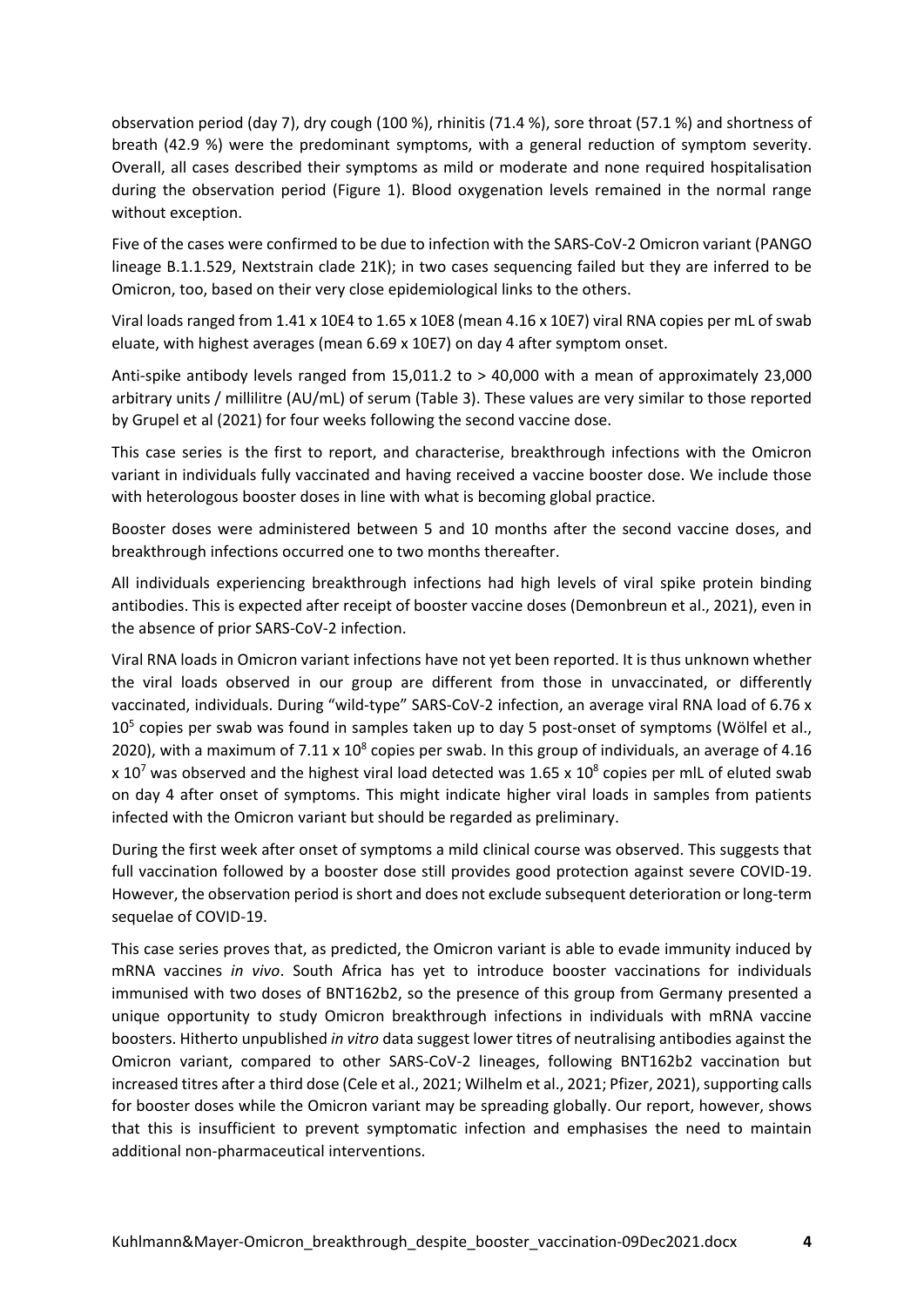observation period (day 7), dry cough (100 %), rhinitis (71.4 %), sore throat (57.1 %) and shortness of breath (42.9 %) were the predominant symptoms, with a general reduction of symptom severity. Overall, all cases described their symptoms as mild or moderate and none required hospitalisation during the observation period (Figure 1). Blood oxygenation levels remained in the normal range without exception.

Five of the cases were confirmed to be due to infection with the SARS-CoV-2 Omicron variant (PANGO lineage B.1.1.529, Nextstrain clade 21K); in two cases sequencing failed but they are inferred to be Omicron, too, based on their very close epidemiological links to the others.

Viral loads ranged from 1.41 x 10E4 to 1.65 x 10E8 (mean 4.16 x 10E7) viral RNA copies per mL of swab eluate, with highest averages (mean 6.69 x 10E7) on day 4 after symptom onset.

Anti-spike antibody levels ranged from 15,011.2 to > 40,000 with a mean of approximately 23,000 arbitrary units / millilitre (AU/mL) of serum (Table 3). These values are very similar to those reported by Grupel et al (2021) for four weeks following the second vaccine dose.

This case series is the first to report, and characterise, breakthrough infections with the Omicron variant in individuals fully vaccinated and having received a vaccine booster dose. We include those with heterologous booster doses in line with what is becoming global practice.

Booster doses were administered between 5 and 10 months after the second vaccine doses, and breakthrough infections occurred one to two months thereafter.

All individuals experiencing breakthrough infections had high levels of viral spike protein binding antibodies. This is expected after receipt of booster vaccine doses (Demonbreun et al., 2021), even in the absence of prior SARS-CoV-2 infection.

Viral RNA loads in Omicron variant infections have not yet been reported. It is thus unknown whether the viral loads observed in our group are different from those in unvaccinated, or differently vaccinated, individuals. During "wild-type" SARS-CoV-2 infection, an average viral RNA load of 6.76 x $10^5$ copies per swab was found in samples taken up to day 5 post-onset of symptoms (Wölfel et al., 2020), with a maximum of 7.11 x $10^8$ copies per swab. In this group of individuals, an average of 4.16 x $10^7$ was observed and the highest viral load detected was 1.65 x $10^8$ copies per mlL of eluted swab on day 4 after onset of symptoms. This might indicate higher viral loads in samples from patients infected with the Omicron variant but should be regarded as preliminary.

During the first week after onset of symptoms a mild clinical course was observed. This suggests that full vaccination followed by a booster dose still provides good protection against severe COVID-19. However, the observation period is short and does not exclude subsequent deterioration or long-term sequelae of COVID-19.

This case series proves that, as predicted, the Omicron variant is able to evade immunity induced by mRNA vaccines *in vivo*. South Africa has yet to introduce booster vaccinations for individuals immunised with two doses of BNT162b2, so the presence of this group from Germany presented a unique opportunity to study Omicron breakthrough infections in individuals with mRNA vaccine boosters. Hitherto unpublished *in vitro* data suggest lower titres of neutralising antibodies against the Omicron variant, compared to other SARS-CoV-2 lineages, following BNT162b2 vaccination but increased titres after a third dose (Cele et al., 2021; Wilhelm et al., 2021; Pfizer, 2021), supporting calls for booster doses while the Omicron variant may be spreading globally. Our report, however, shows that this is insufficient to prevent symptomatic infection and emphasises the need to maintain additional non-pharmaceutical interventions.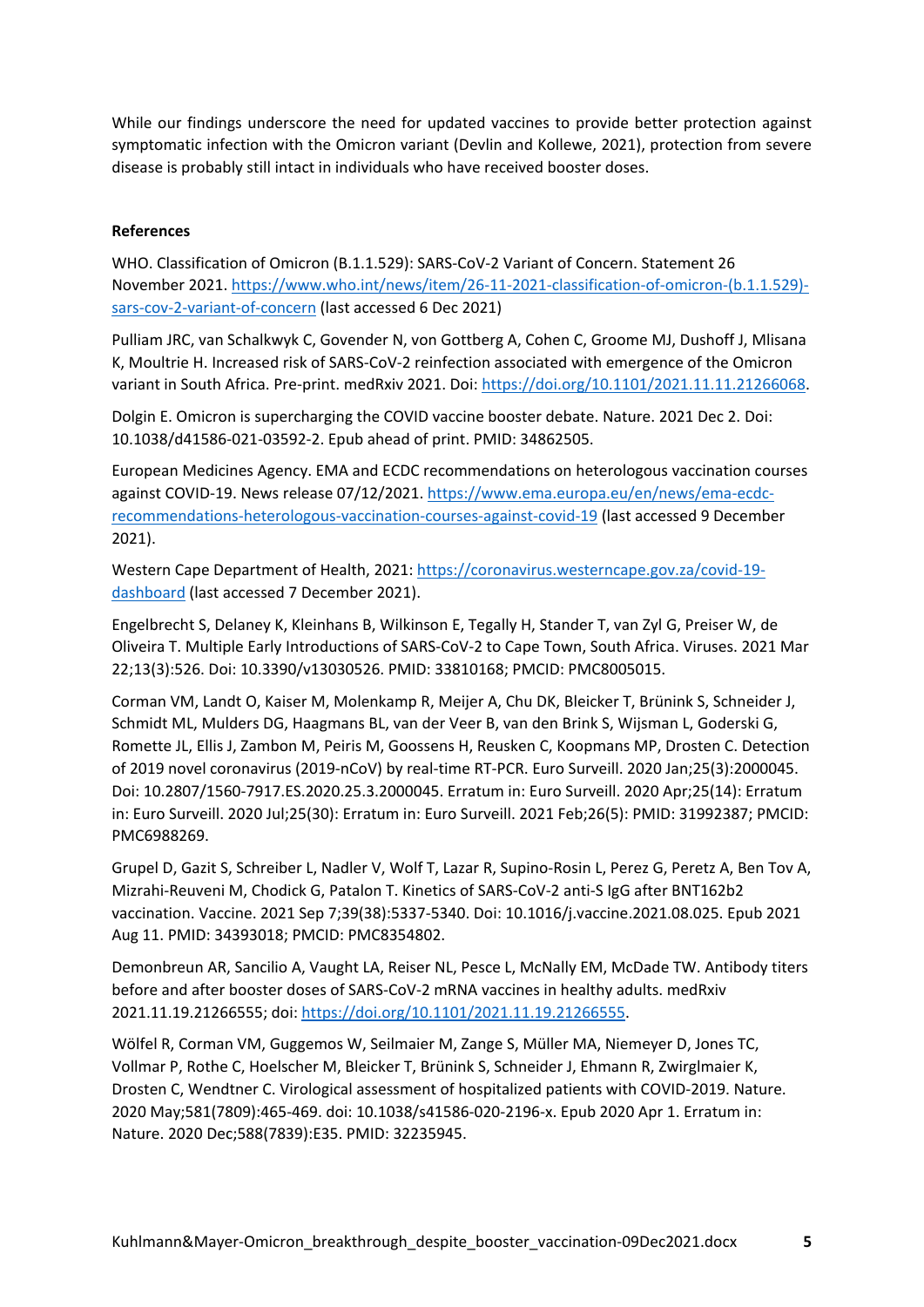While our findings underscore the need for updated vaccines to provide better protection against symptomatic infection with the Omicron variant (Devlin and Kollewe, 2021), protection from severe disease is probably still intact in individuals who have received booster doses.

**References**

WHO. Classification of Omicron (B.1.1.529): SARS-CoV-2 Variant of Concern. Statement 26 November 2021. https://www.who.int/news/item/26-11-2021-classification-of-omicron-(b.1.1.529)-sars-cov-2-variant-of-concern (last accessed 6 Dec 2021)

Pulliam JRC, van Schalkwyk C, Govender N, von Gottberg A, Cohen C, Groome MJ, Dushoff J, Mlisana K, Moultrie H. Increased risk of SARS-CoV-2 reinfection associated with emergence of the Omicron variant in South Africa. Pre-print. medRxiv 2021. Doi: https://doi.org/10.1101/2021.11.11.21266068.

Dolgin E. Omicron is supercharging the COVID vaccine booster debate. Nature. 2021 Dec 2. Doi: 10.1038/d41586-021-03592-2. Epub ahead of print. PMID: 34862505.

European Medicines Agency. EMA and ECDC recommendations on heterologous vaccination courses against COVID-19. News release 07/12/2021. https://www.ema.europa.eu/en/news/ema-ecdc-recommendations-heterologous-vaccination-courses-against-covid-19 (last accessed 9 December 2021).

Western Cape Department of Health, 2021: https://coronavirus.westerncape.gov.za/covid-19-dashboard (last accessed 7 December 2021).

Engelbrecht S, Delaney K, Kleinhans B, Wilkinson E, Tegally H, Stander T, van Zyl G, Preiser W, de Oliveira T. Multiple Early Introductions of SARS-CoV-2 to Cape Town, South Africa. Viruses. 2021 Mar 22;13(3):526. Doi: 10.3390/v13030526. PMID: 33810168; PMCID: PMC8005015.

Corman VM, Landt O, Kaiser M, Molenkamp R, Meijer A, Chu DK, Bleicker T, Brünink S, Schneider J, Schmidt ML, Mulders DG, Haagmans BL, van der Veer B, van den Brink S, Wijsman L, Goderski G, Romette JL, Ellis J, Zambon M, Peiris M, Goossens H, Reusken C, Koopmans MP, Drosten C. Detection of 2019 novel coronavirus (2019-nCoV) by real-time RT-PCR. Euro Surveill. 2020 Jan;25(3):2000045. Doi: 10.2807/1560-7917.ES.2020.25.3.2000045. Erratum in: Euro Surveill. 2020 Apr;25(14): Erratum in: Euro Surveill. 2020 Jul;25(30): Erratum in: Euro Surveill. 2021 Feb;26(5): PMID: 31992387; PMCID: PMC6988269.

Grupel D, Gazit S, Schreiber L, Nadler V, Wolf T, Lazar R, Supino-Rosin L, Perez G, Peretz A, Ben Tov A, Mizrahi-Reuveni M, Chodick G, Patalon T. Kinetics of SARS-CoV-2 anti-S IgG after BNT162b2 vaccination. Vaccine. 2021 Sep 7;39(38):5337-5340. Doi: 10.1016/j.vaccine.2021.08.025. Epub 2021 Aug 11. PMID: 34393018; PMCID: PMC8354802.

Demonbreun AR, Sancilio A, Vaught LA, Reiser NL, Pesce L, McNally EM, McDade TW. Antibody titers before and after booster doses of SARS-CoV-2 mRNA vaccines in healthy adults. medRxiv 2021.11.19.21266555; doi: https://doi.org/10.1101/2021.11.19.21266555.

Wölfel R, Corman VM, Guggemos W, Seilmaier M, Zange S, Müller MA, Niemeyer D, Jones TC, Vollmar P, Rothe C, Hoelscher M, Bleicker T, Brünink S, Schneider J, Ehmann R, Zwirglmaier K, Drosten C, Wendtner C. Virological assessment of hospitalized patients with COVID-2019. Nature. 2020 May;581(7809):465-469. doi: 10.1038/s41586-020-2196-x. Epub 2020 Apr 1. Erratum in: Nature. 2020 Dec;588(7839):E35. PMID: 32235945.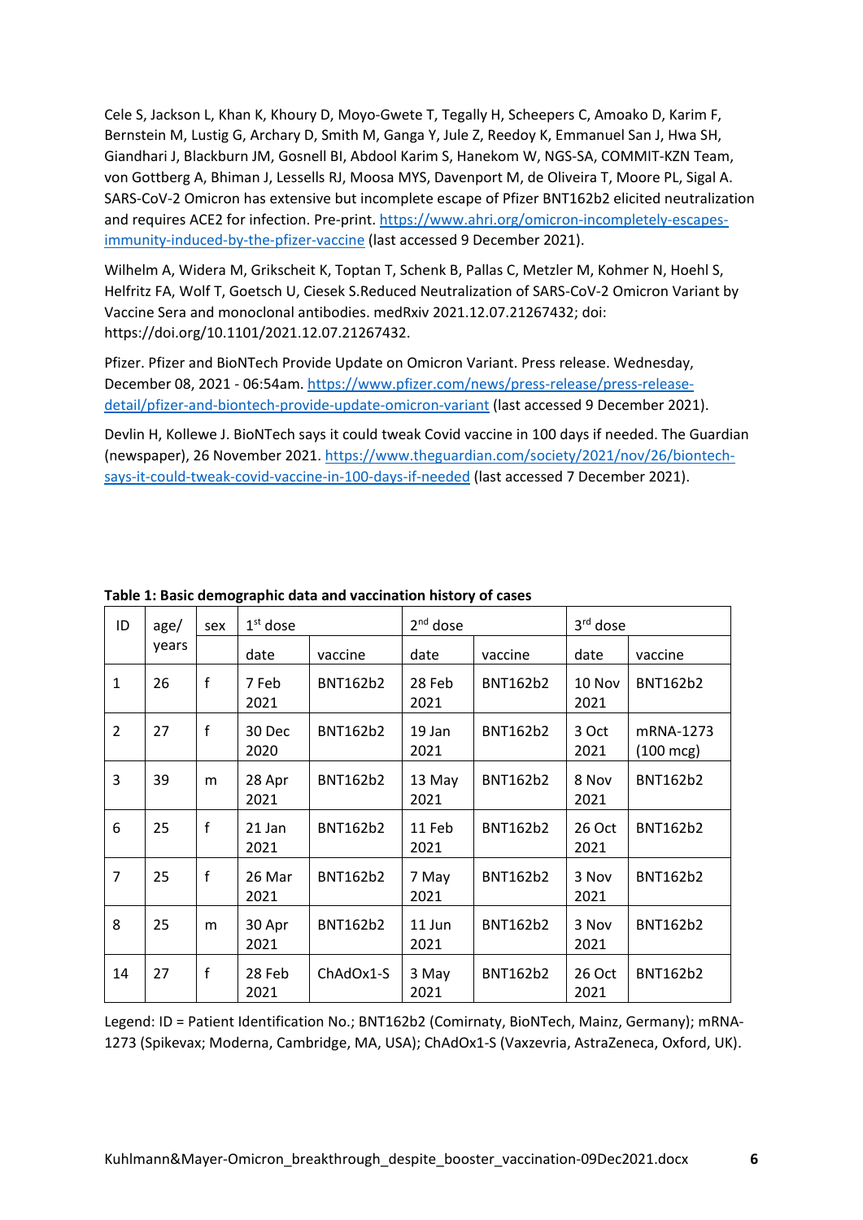Cele S, Jackson L, Khan K, Khoury D, Moyo-Gwete T, Tegally H, Scheepers C, Amoako D, Karim F, Bernstein M, Lustig G, Archary D, Smith M, Ganga Y, Jule Z, Reedoy K, Emmanuel San J, Hwa SH, Giandhari J, Blackburn JM, Gosnell BI, Abdool Karim S, Hanekom W, NGS-SA, COMMIT-KZN Team, von Gottberg A, Bhiman J, Lessells RJ, Moosa MYS, Davenport M, de Oliveira T, Moore PL, Sigal A. SARS-CoV-2 Omicron has extensive but incomplete escape of Pfizer BNT162b2 elicited neutralization and requires ACE2 for infection. Pre-print. https://www.ahri.org/omicron-incompletely-escapes-immunity-induced-by-the-pfizer-vaccine (last accessed 9 December 2021).

Wilhelm A, Widera M, Grikscheit K, Toptan T, Schenk B, Pallas C, Metzler M, Kohmer N, Hoehl S, Helfritz FA, Wolf T, Goetsch U, Ciesek S.Reduced Neutralization of SARS-CoV-2 Omicron Variant by Vaccine Sera and monoclonal antibodies. medRxiv 2021.12.07.21267432; doi: https://doi.org/10.1101/2021.12.07.21267432.

Pfizer. Pfizer and BioNTech Provide Update on Omicron Variant. Press release. Wednesday, December 08, 2021 - 06:54am. https://www.pfizer.com/news/press-release/press-release-detail/pfizer-and-biontech-provide-update-omicron-variant (last accessed 9 December 2021).

Devlin H, Kollewe J. BioNTech says it could tweak Covid vaccine in 100 days if needed. The Guardian (newspaper), 26 November 2021. https://www.theguardian.com/society/2021/nov/26/biontech-says-it-could-tweak-covid-vaccine-in-100-days-if-needed (last accessed 7 December 2021).

**Table 1: Basic demographic data and vaccination history of cases**

| ID | age/ years | sex | 1st dose | | 2nd dose | | 3rd dose | |
|---|---|---|---|---|---|---|---|---|
| | | | date | vaccine | date | vaccine | date | vaccine |
| 1 | 26 | f | 7 Feb 2021 | BNT162b2 | 28 Feb 2021 | BNT162b2 | 10 Nov 2021 | BNT162b2 |
| 2 | 27 | f | 30 Dec 2020 | BNT162b2 | 19 Jan 2021 | BNT162b2 | 3 Oct 2021 | mRNA-1273 (100 mcg) |
| 3 | 39 | m | 28 Apr 2021 | BNT162b2 | 13 May 2021 | BNT162b2 | 8 Nov 2021 | BNT162b2 |
| 6 | 25 | f | 21 Jan 2021 | BNT162b2 | 11 Feb 2021 | BNT162b2 | 26 Oct 2021 | BNT162b2 |
| 7 | 25 | f | 26 Mar 2021 | BNT162b2 | 7 May 2021 | BNT162b2 | 3 Nov 2021 | BNT162b2 |
| 8 | 25 | m | 30 Apr 2021 | BNT162b2 | 11 Jun 2021 | BNT162b2 | 3 Nov 2021 | BNT162b2 |
| 14 | 27 | f | 28 Feb 2021 | ChAdOx1-S | 3 May 2021 | BNT162b2 | 26 Oct 2021 | BNT162b2 |

Legend: ID = Patient Identification No.; BNT162b2 (Comirnaty, BioNTech, Mainz, Germany); mRNA-1273 (Spikevax; Moderna, Cambridge, MA, USA); ChAdOx1-S (Vaxzevria, AstraZeneca, Oxford, UK).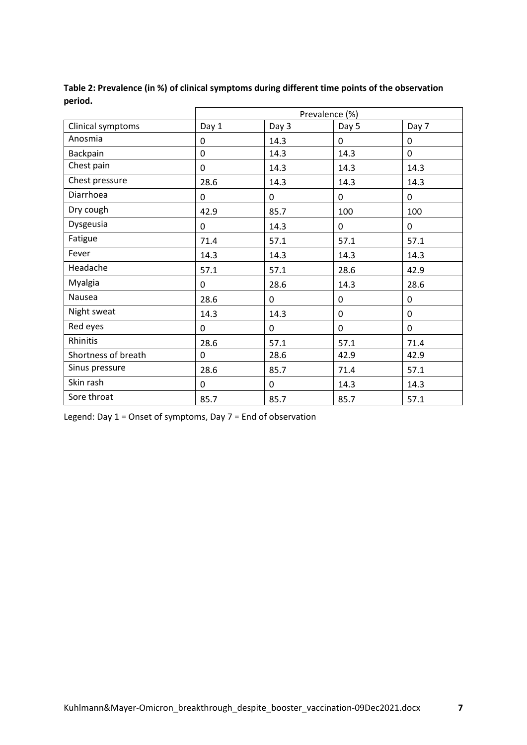**Table 2: Prevalence (in %) of clinical symptoms during different time points of the observation period.**

| | Prevalence (%) | | | |
|---|---|---|---|---|
| Clinical symptoms | Day 1 | Day 3 | Day 5 | Day 7 |
| Anosmia | 0 | 14.3 | 0 | 0 |
| Backpain | 0 | 14.3 | 14.3 | 0 |
| Chest pain | 0 | 14.3 | 14.3 | 14.3 |
| Chest pressure | 28.6 | 14.3 | 14.3 | 14.3 |
| Diarrhoea | 0 | 0 | 0 | 0 |
| Dry cough | 42.9 | 85.7 | 100 | 100 |
| Dysgeusia | 0 | 14.3 | 0 | 0 |
| Fatigue | 71.4 | 57.1 | 57.1 | 57.1 |
| Fever | 14.3 | 14.3 | 14.3 | 14.3 |
| Headache | 57.1 | 57.1 | 28.6 | 42.9 |
| Myalgia | 0 | 28.6 | 14.3 | 28.6 |
| Nausea | 28.6 | 0 | 0 | 0 |
| Night sweat | 14.3 | 14.3 | 0 | 0 |
| Red eyes | 0 | 0 | 0 | 0 |
| Rhinitis | 28.6 | 57.1 | 57.1 | 71.4 |
| Shortness of breath | 0 | 28.6 | 42.9 | 42.9 |
| Sinus pressure | 28.6 | 85.7 | 71.4 | 57.1 |
| Skin rash | 0 | 0 | 14.3 | 14.3 |
| Sore throat | 85.7 | 85.7 | 85.7 | 57.1 |

Legend: Day 1 = Onset of symptoms, Day 7 = End of observation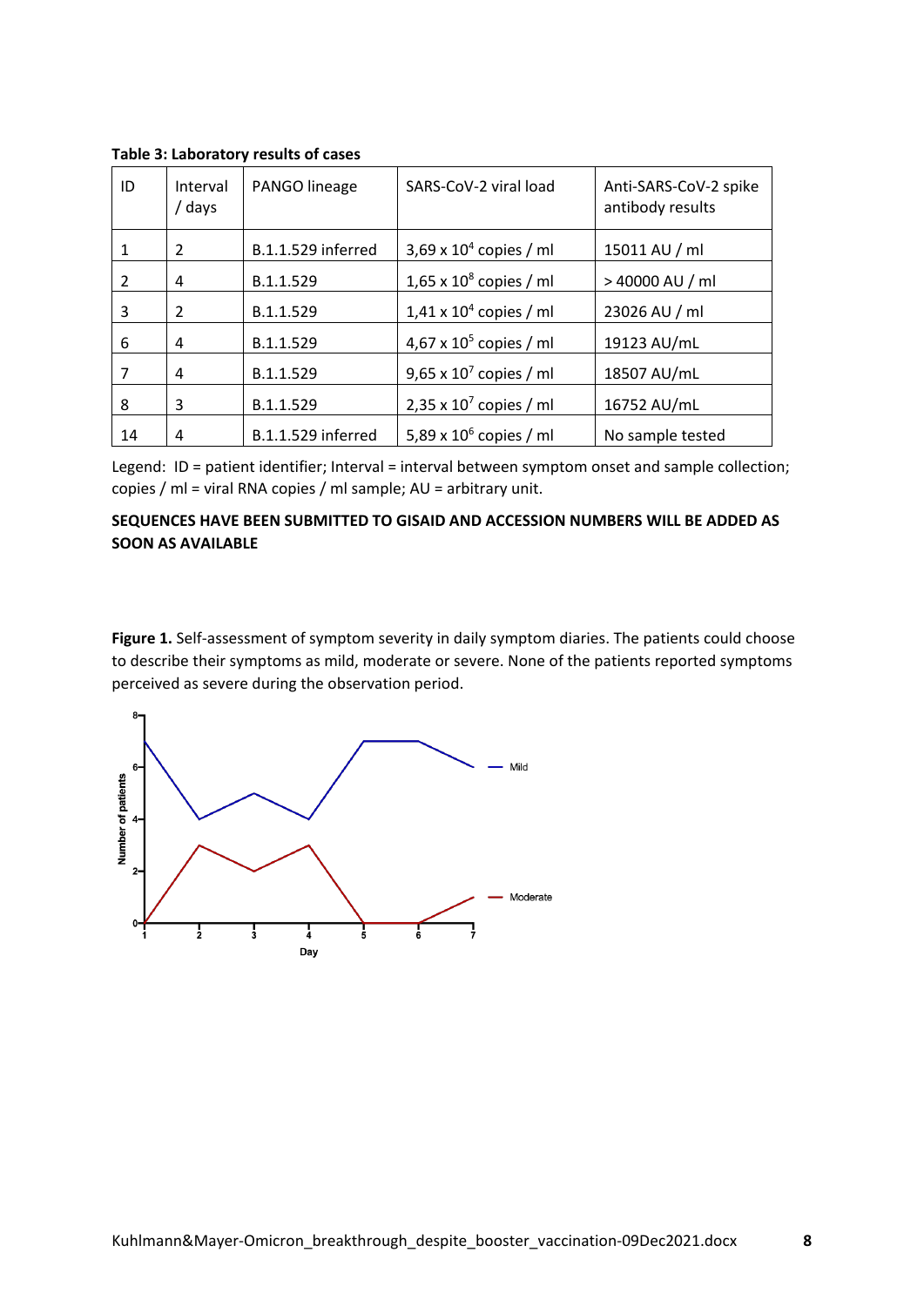**Table 3: Laboratory results of cases**

| ID | Interval / days | PANGO lineage | SARS-CoV-2 viral load | Anti-SARS-CoV-2 spike antibody results |
|---|---|---|---|---|
| 1 | 2 | B.1.1.529 inferred | $3{,}69 \times 10^4$ copies / ml | 15011 AU / ml |
| 2 | 4 | B.1.1.529 | $1{,}65 \times 10^8$ copies / ml | > 40000 AU / ml |
| 3 | 2 | B.1.1.529 | $1{,}41 \times 10^4$ copies / ml | 23026 AU / ml |
| 6 | 4 | B.1.1.529 | $4{,}67 \times 10^5$ copies / ml | 19123 AU/mL |
| 7 | 4 | B.1.1.529 | $9{,}65 \times 10^7$ copies / ml | 18507 AU/mL |
| 8 | 3 | B.1.1.529 | $2{,}35 \times 10^7$ copies / ml | 16752 AU/mL |
| 14 | 4 | B.1.1.529 inferred | $5{,}89 \times 10^6$ copies / ml | No sample tested |

Legend: ID = patient identifier; Interval = interval between symptom onset and sample collection; copies / ml = viral RNA copies / ml sample; AU = arbitrary unit.

**SEQUENCES HAVE BEEN SUBMITTED TO GISAID AND ACCESSION NUMBERS WILL BE ADDED AS SOON AS AVAILABLE**

**Figure 1.** Self-assessment of symptom severity in daily symptom diaries. The patients could choose to describe their symptoms as mild, moderate or severe. None of the patients reported symptoms perceived as severe during the observation period.

Number of patients
0
2
4
6
8
Day
1
2
3
4
5
6
7
Mild
Moderate